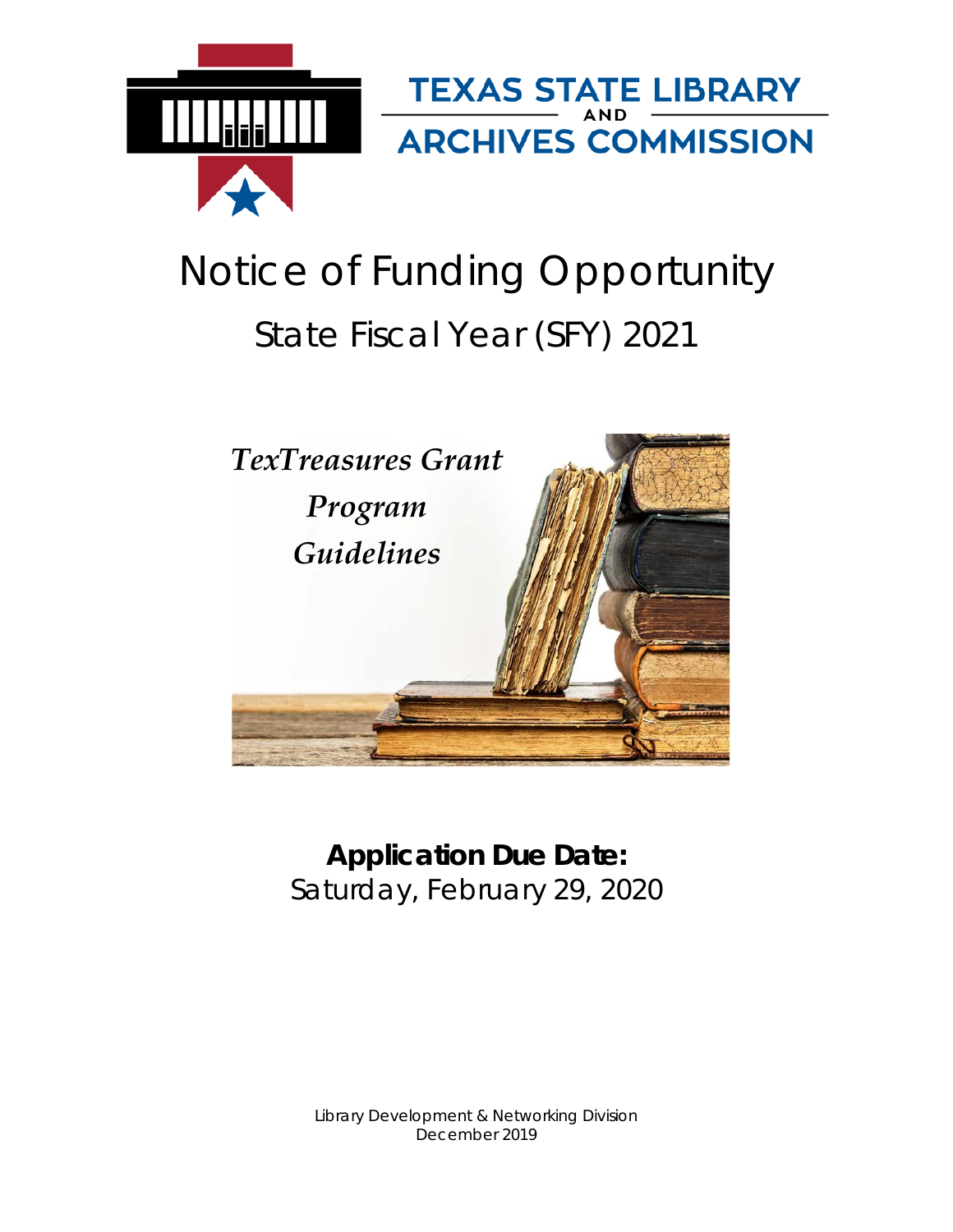TEXAS STATE LIBRARY AND ARCHIVES COMMISSION

# Notice of Funding Opportunity

## State Fiscal Year (SFY) 2021

*TexTreasures Grant Program Guidelines*

**Application Due Date:**
Saturday, February 29, 2020

Library Development & Networking Division
December 2019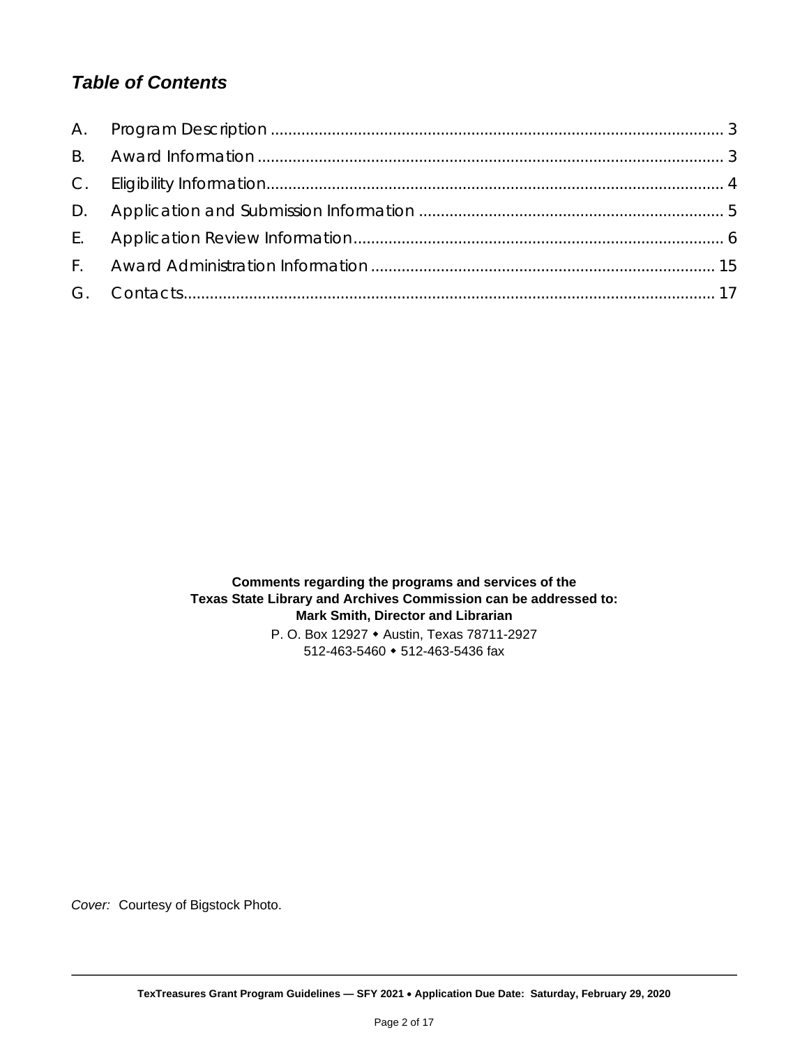## *Table of Contents*

A. Program Description ........................................................................................................ 3

B. Award Information ........................................................................................................... 3

C. Eligibility Information......................................................................................................... 4

D. Application and Submission Information ...................................................................... 5

E. Application Review Information..................................................................................... 6

F. Award Administration Information .............................................................................. 15

G. Contacts......................................................................................................................... 17

**Comments regarding the programs and services of the**
**Texas State Library and Archives Commission can be addressed to:**
**Mark Smith, Director and Librarian**

P. O. Box 12927 ⬩ Austin, Texas 78711-2927
512-463-5460 ⬩ 512-463-5436 fax

*Cover:* Courtesy of Bigstock Photo.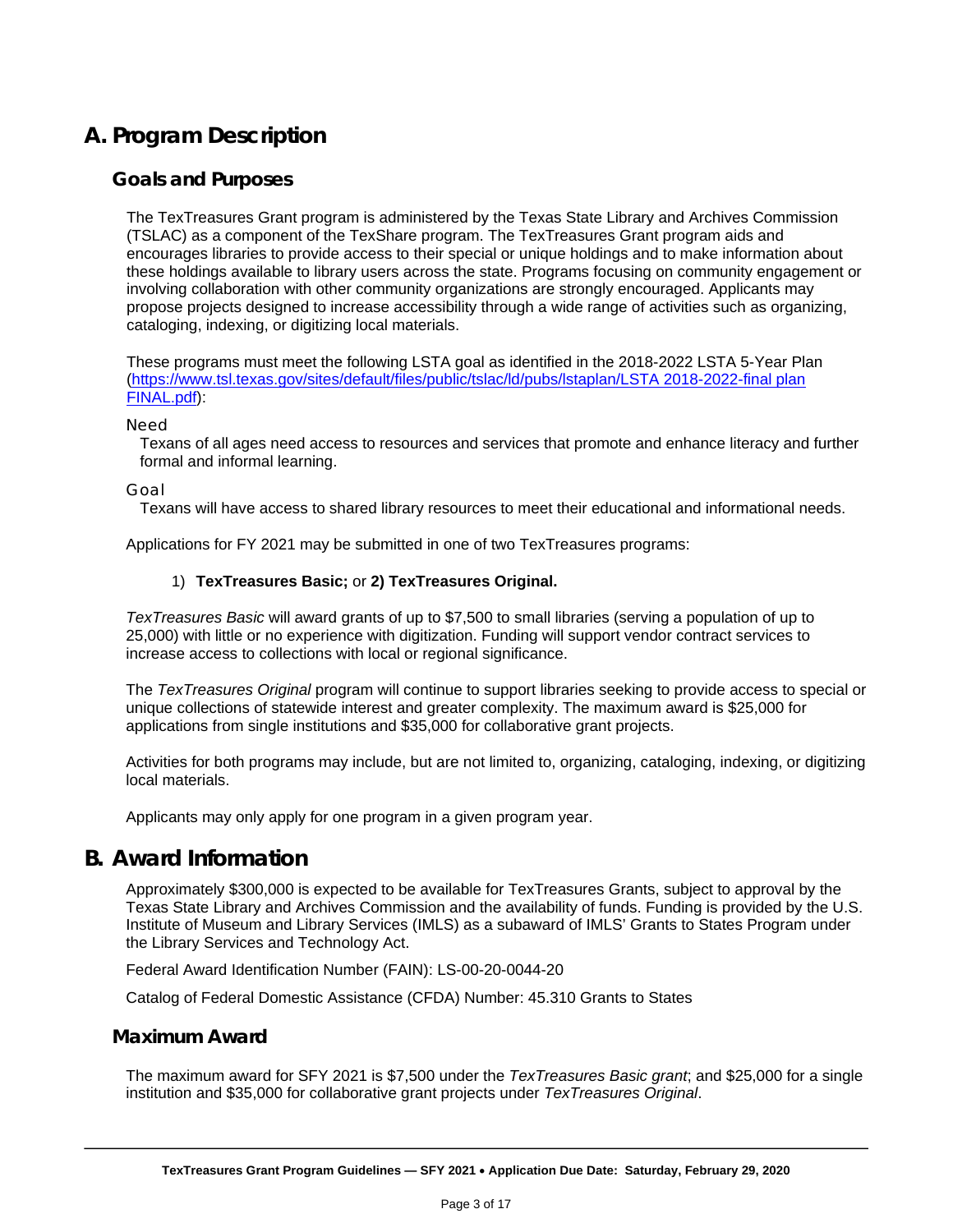# A. Program Description

## Goals and Purposes

The TexTreasures Grant program is administered by the Texas State Library and Archives Commission (TSLAC) as a component of the TexShare program. The TexTreasures Grant program aids and encourages libraries to provide access to their special or unique holdings and to make information about these holdings available to library users across the state. Programs focusing on community engagement or involving collaboration with other community organizations are strongly encouraged. Applicants may propose projects designed to increase accessibility through a wide range of activities such as organizing, cataloging, indexing, or digitizing local materials.

These programs must meet the following LSTA goal as identified in the 2018-2022 LSTA 5-Year Plan ([https://www.tsl.texas.gov/sites/default/files/public/tslac/ld/pubs/lstaplan/LSTA 2018-2022-final plan FINAL.pdf](https://www.tsl.texas.gov/sites/default/files/public/tslac/ld/pubs/lstaplan/LSTA 2018-2022-final plan FINAL.pdf)):

Need

Texans of all ages need access to resources and services that promote and enhance literacy and further formal and informal learning.

Goal

Texans will have access to shared library resources to meet their educational and informational needs.

Applications for FY 2021 may be submitted in one of two TexTreasures programs:

1) **TexTreasures Basic;** or **2) TexTreasures Original.**

*TexTreasures Basic* will award grants of up to $7,500 to small libraries (serving a population of up to 25,000) with little or no experience with digitization. Funding will support vendor contract services to increase access to collections with local or regional significance.

The *TexTreasures Original* program will continue to support libraries seeking to provide access to special or unique collections of statewide interest and greater complexity. The maximum award is $25,000 for applications from single institutions and $35,000 for collaborative grant projects.

Activities for both programs may include, but are not limited to, organizing, cataloging, indexing, or digitizing local materials.

Applicants may only apply for one program in a given program year.

# B. Award Information

Approximately $300,000 is expected to be available for TexTreasures Grants, subject to approval by the Texas State Library and Archives Commission and the availability of funds. Funding is provided by the U.S. Institute of Museum and Library Services (IMLS) as a subaward of IMLS' Grants to States Program under the Library Services and Technology Act.

Federal Award Identification Number (FAIN): LS-00-20-0044-20

Catalog of Federal Domestic Assistance (CFDA) Number: 45.310 Grants to States

## Maximum Award

The maximum award for SFY 2021 is $7,500 under the *TexTreasures Basic grant*; and $25,000 for a single institution and $35,000 for collaborative grant projects under *TexTreasures Original*.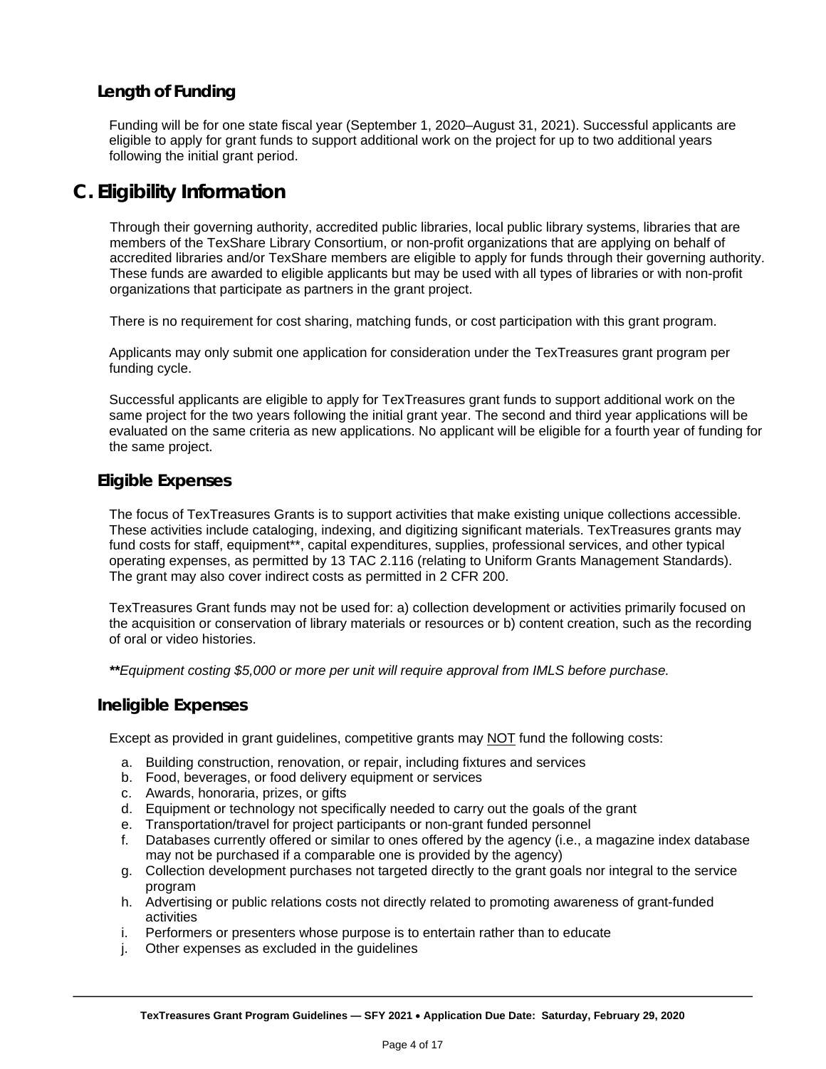### Length of Funding

Funding will be for one state fiscal year (September 1, 2020–August 31, 2021). Successful applicants are eligible to apply for grant funds to support additional work on the project for up to two additional years following the initial grant period.

## C. Eligibility Information

Through their governing authority, accredited public libraries, local public library systems, libraries that are members of the TexShare Library Consortium, or non-profit organizations that are applying on behalf of accredited libraries and/or TexShare members are eligible to apply for funds through their governing authority. These funds are awarded to eligible applicants but may be used with all types of libraries or with non-profit organizations that participate as partners in the grant project.

There is no requirement for cost sharing, matching funds, or cost participation with this grant program.

Applicants may only submit one application for consideration under the TexTreasures grant program per funding cycle.

Successful applicants are eligible to apply for TexTreasures grant funds to support additional work on the same project for the two years following the initial grant year. The second and third year applications will be evaluated on the same criteria as new applications. No applicant will be eligible for a fourth year of funding for the same project.

### Eligible Expenses

The focus of TexTreasures Grants is to support activities that make existing unique collections accessible. These activities include cataloging, indexing, and digitizing significant materials. TexTreasures grants may fund costs for staff, equipment**, capital expenditures, supplies, professional services, and other typical operating expenses, as permitted by 13 TAC 2.116 (relating to Uniform Grants Management Standards). The grant may also cover indirect costs as permitted in 2 CFR 200.

TexTreasures Grant funds may not be used for: a) collection development or activities primarily focused on the acquisition or conservation of library materials or resources or b) content creation, such as the recording of oral or video histories.

***\*Equipment costing $5,000 or more per unit will require approval from IMLS before purchase.*

### Ineligible Expenses

Except as provided in grant guidelines, competitive grants may NOT fund the following costs:

a. Building construction, renovation, or repair, including fixtures and services
b. Food, beverages, or food delivery equipment or services
c. Awards, honoraria, prizes, or gifts
d. Equipment or technology not specifically needed to carry out the goals of the grant
e. Transportation/travel for project participants or non-grant funded personnel
f. Databases currently offered or similar to ones offered by the agency (i.e., a magazine index database may not be purchased if a comparable one is provided by the agency)
g. Collection development purchases not targeted directly to the grant goals nor integral to the service program
h. Advertising or public relations costs not directly related to promoting awareness of grant-funded activities
i. Performers or presenters whose purpose is to entertain rather than to educate
j. Other expenses as excluded in the guidelines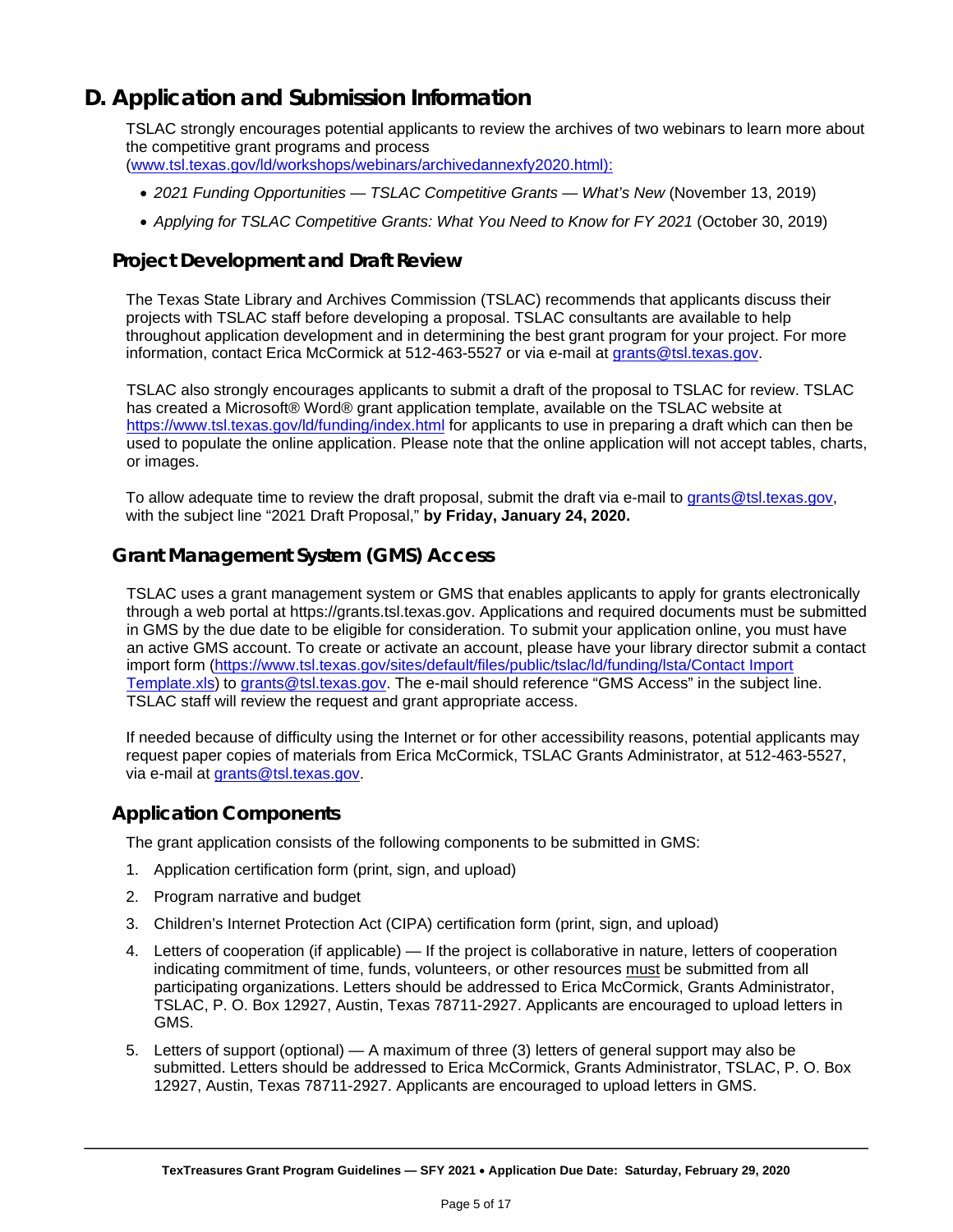# D. Application and Submission Information

TSLAC strongly encourages potential applicants to review the archives of two webinars to learn more about the competitive grant programs and process (www.tsl.texas.gov/ld/workshops/webinars/archivedannexfy2020.html):

- *2021 Funding Opportunities — TSLAC Competitive Grants — What's New* (November 13, 2019)
- *Applying for TSLAC Competitive Grants: What You Need to Know for FY 2021* (October 30, 2019)

## Project Development and Draft Review

The Texas State Library and Archives Commission (TSLAC) recommends that applicants discuss their projects with TSLAC staff before developing a proposal. TSLAC consultants are available to help throughout application development and in determining the best grant program for your project. For more information, contact Erica McCormick at 512-463-5527 or via e-mail at grants@tsl.texas.gov.

TSLAC also strongly encourages applicants to submit a draft of the proposal to TSLAC for review. TSLAC has created a Microsoft® Word® grant application template, available on the TSLAC website at https://www.tsl.texas.gov/ld/funding/index.html for applicants to use in preparing a draft which can then be used to populate the online application. Please note that the online application will not accept tables, charts, or images.

To allow adequate time to review the draft proposal, submit the draft via e-mail to grants@tsl.texas.gov, with the subject line "2021 Draft Proposal," **by Friday, January 24, 2020.**

## Grant Management System (GMS) Access

TSLAC uses a grant management system or GMS that enables applicants to apply for grants electronically through a web portal at https://grants.tsl.texas.gov. Applications and required documents must be submitted in GMS by the due date to be eligible for consideration. To submit your application online, you must have an active GMS account. To create or activate an account, please have your library director submit a contact import form (https://www.tsl.texas.gov/sites/default/files/public/tslac/ld/funding/lsta/Contact Import Template.xls) to grants@tsl.texas.gov. The e-mail should reference "GMS Access" in the subject line. TSLAC staff will review the request and grant appropriate access.

If needed because of difficulty using the Internet or for other accessibility reasons, potential applicants may request paper copies of materials from Erica McCormick, TSLAC Grants Administrator, at 512-463-5527, via e-mail at grants@tsl.texas.gov.

## Application Components

The grant application consists of the following components to be submitted in GMS:

1. Application certification form (print, sign, and upload)
2. Program narrative and budget
3. Children's Internet Protection Act (CIPA) certification form (print, sign, and upload)
4. Letters of cooperation (if applicable) — If the project is collaborative in nature, letters of cooperation indicating commitment of time, funds, volunteers, or other resources must be submitted from all participating organizations. Letters should be addressed to Erica McCormick, Grants Administrator, TSLAC, P. O. Box 12927, Austin, Texas 78711-2927. Applicants are encouraged to upload letters in GMS.
5. Letters of support (optional) — A maximum of three (3) letters of general support may also be submitted. Letters should be addressed to Erica McCormick, Grants Administrator, TSLAC, P. O. Box 12927, Austin, Texas 78711-2927. Applicants are encouraged to upload letters in GMS.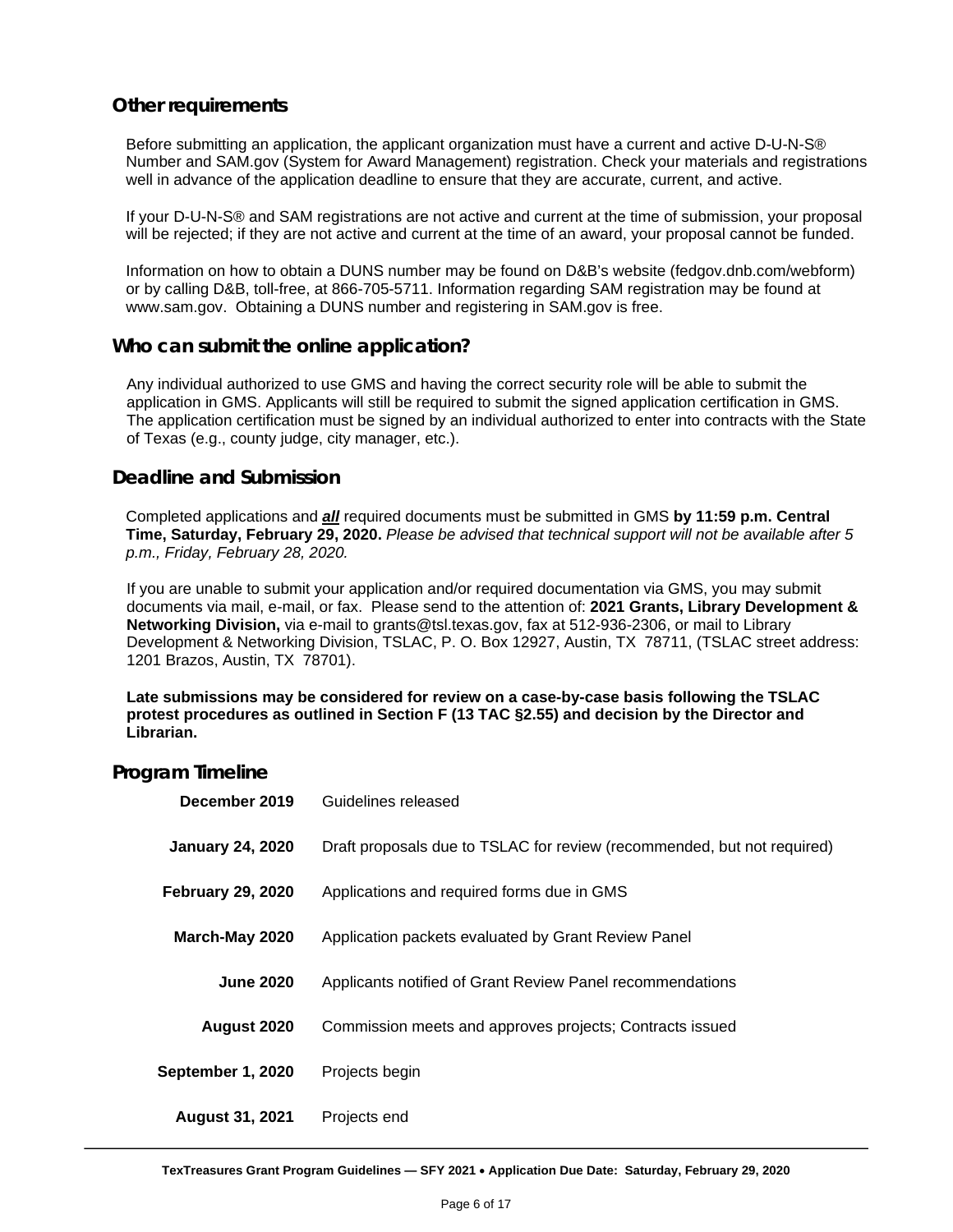## Other requirements

Before submitting an application, the applicant organization must have a current and active D-U-N-S® Number and SAM.gov (System for Award Management) registration. Check your materials and registrations well in advance of the application deadline to ensure that they are accurate, current, and active.

If your D-U-N-S® and SAM registrations are not active and current at the time of submission, your proposal will be rejected; if they are not active and current at the time of an award, your proposal cannot be funded.

Information on how to obtain a DUNS number may be found on D&B's website (fedgov.dnb.com/webform) or by calling D&B, toll-free, at 866-705-5711. Information regarding SAM registration may be found at www.sam.gov. Obtaining a DUNS number and registering in SAM.gov is free.

## Who can submit the online application?

Any individual authorized to use GMS and having the correct security role will be able to submit the application in GMS. Applicants will still be required to submit the signed application certification in GMS. The application certification must be signed by an individual authorized to enter into contracts with the State of Texas (e.g., county judge, city manager, etc.).

## Deadline and Submission

Completed applications and ***all*** required documents must be submitted in GMS **by 11:59 p.m. Central Time, Saturday, February 29, 2020.** *Please be advised that technical support will not be available after 5 p.m., Friday, February 28, 2020.*

If you are unable to submit your application and/or required documentation via GMS, you may submit documents via mail, e-mail, or fax. Please send to the attention of: **2021 Grants, Library Development & Networking Division,** via e-mail to grants@tsl.texas.gov, fax at 512-936-2306, or mail to Library Development & Networking Division, TSLAC, P. O. Box 12927, Austin, TX 78711, (TSLAC street address: 1201 Brazos, Austin, TX 78701).

**Late submissions may be considered for review on a case-by-case basis following the TSLAC protest procedures as outlined in Section F (13 TAC §2.55) and decision by the Director and Librarian.**

## Program Timeline

| | |
|---|---|
| **December 2019** | Guidelines released |
| **January 24, 2020** | Draft proposals due to TSLAC for review (recommended, but not required) |
| **February 29, 2020** | Applications and required forms due in GMS |
| **March-May 2020** | Application packets evaluated by Grant Review Panel |
| **June 2020** | Applicants notified of Grant Review Panel recommendations |
| **August 2020** | Commission meets and approves projects; Contracts issued |
| **September 1, 2020** | Projects begin |
| **August 31, 2021** | Projects end |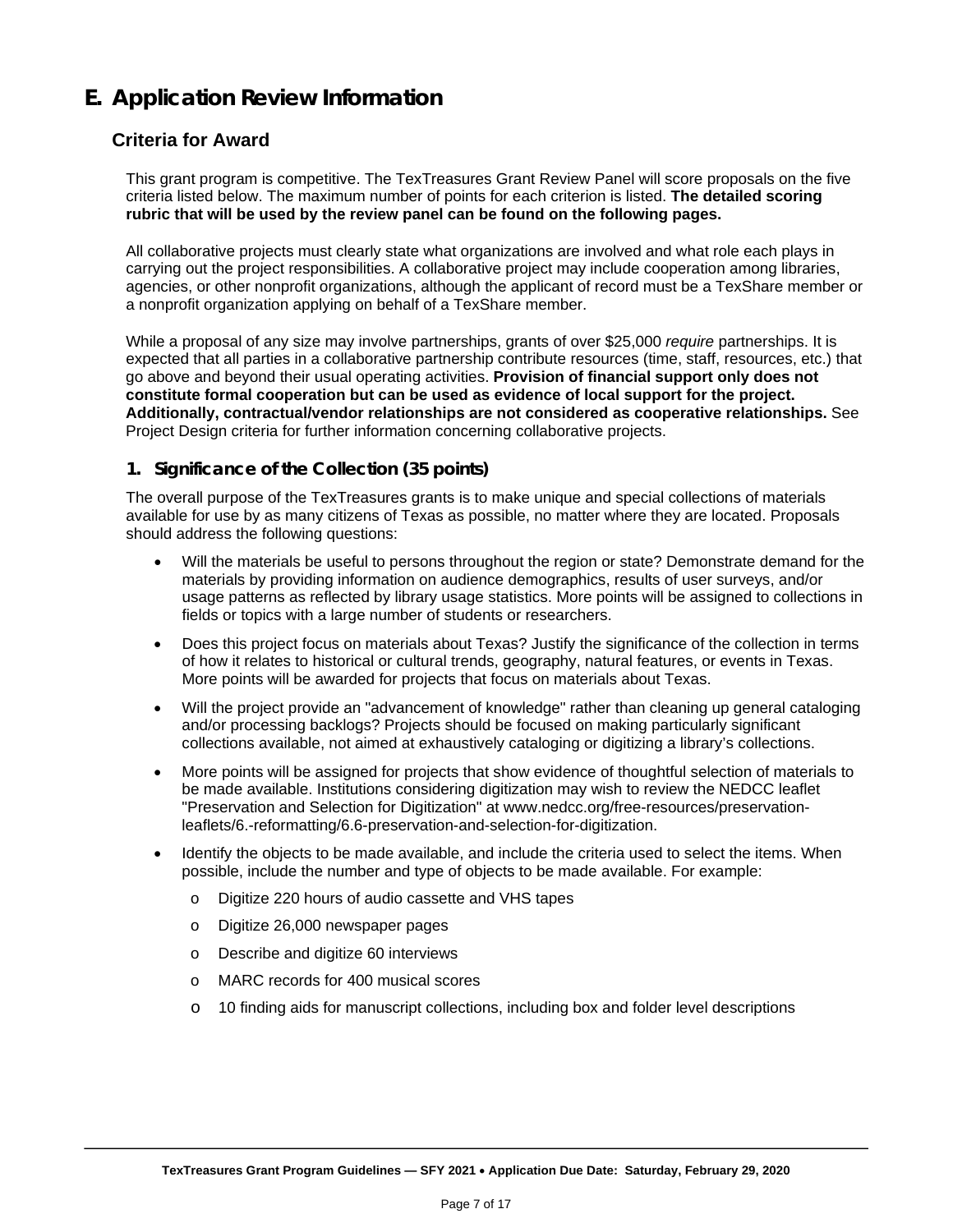# E. Application Review Information

## Criteria for Award

This grant program is competitive. The TexTreasures Grant Review Panel will score proposals on the five criteria listed below. The maximum number of points for each criterion is listed. **The detailed scoring rubric that will be used by the review panel can be found on the following pages.**

All collaborative projects must clearly state what organizations are involved and what role each plays in carrying out the project responsibilities. A collaborative project may include cooperation among libraries, agencies, or other nonprofit organizations, although the applicant of record must be a TexShare member or a nonprofit organization applying on behalf of a TexShare member.

While a proposal of any size may involve partnerships, grants of over $25,000 *require* partnerships. It is expected that all parties in a collaborative partnership contribute resources (time, staff, resources, etc.) that go above and beyond their usual operating activities. **Provision of financial support only does not constitute formal cooperation but can be used as evidence of local support for the project. Additionally, contractual/vendor relationships are not considered as cooperative relationships.** See Project Design criteria for further information concerning collaborative projects.

### 1. Significance of the Collection (35 points)

The overall purpose of the TexTreasures grants is to make unique and special collections of materials available for use by as many citizens of Texas as possible, no matter where they are located. Proposals should address the following questions:

- Will the materials be useful to persons throughout the region or state? Demonstrate demand for the materials by providing information on audience demographics, results of user surveys, and/or usage patterns as reflected by library usage statistics. More points will be assigned to collections in fields or topics with a large number of students or researchers.
- Does this project focus on materials about Texas? Justify the significance of the collection in terms of how it relates to historical or cultural trends, geography, natural features, or events in Texas. More points will be awarded for projects that focus on materials about Texas.
- Will the project provide an "advancement of knowledge" rather than cleaning up general cataloging and/or processing backlogs? Projects should be focused on making particularly significant collections available, not aimed at exhaustively cataloging or digitizing a library's collections.
- More points will be assigned for projects that show evidence of thoughtful selection of materials to be made available. Institutions considering digitization may wish to review the NEDCC leaflet "Preservation and Selection for Digitization" at www.nedcc.org/free-resources/preservation-leaflets/6.-reformatting/6.6-preservation-and-selection-for-digitization.
- Identify the objects to be made available, and include the criteria used to select the items. When possible, include the number and type of objects to be made available. For example:
  - Digitize 220 hours of audio cassette and VHS tapes
  - Digitize 26,000 newspaper pages
  - Describe and digitize 60 interviews
  - MARC records for 400 musical scores
  - 10 finding aids for manuscript collections, including box and folder level descriptions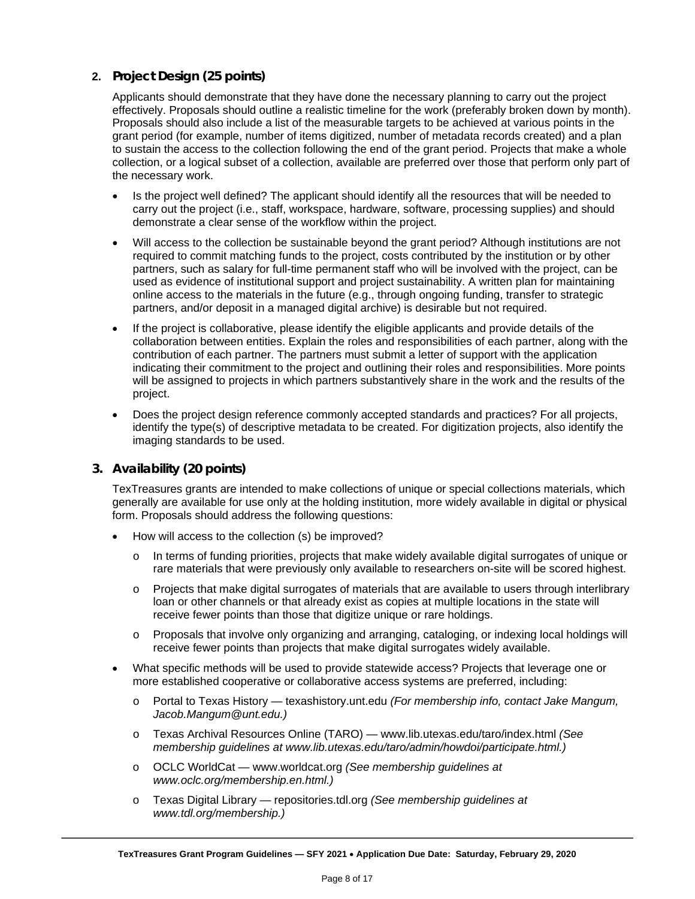## 2. Project Design (25 points)

Applicants should demonstrate that they have done the necessary planning to carry out the project effectively. Proposals should outline a realistic timeline for the work (preferably broken down by month). Proposals should also include a list of the measurable targets to be achieved at various points in the grant period (for example, number of items digitized, number of metadata records created) and a plan to sustain the access to the collection following the end of the grant period. Projects that make a whole collection, or a logical subset of a collection, available are preferred over those that perform only part of the necessary work.

- Is the project well defined? The applicant should identify all the resources that will be needed to carry out the project (i.e., staff, workspace, hardware, software, processing supplies) and should demonstrate a clear sense of the workflow within the project.
- Will access to the collection be sustainable beyond the grant period? Although institutions are not required to commit matching funds to the project, costs contributed by the institution or by other partners, such as salary for full-time permanent staff who will be involved with the project, can be used as evidence of institutional support and project sustainability. A written plan for maintaining online access to the materials in the future (e.g., through ongoing funding, transfer to strategic partners, and/or deposit in a managed digital archive) is desirable but not required.
- If the project is collaborative, please identify the eligible applicants and provide details of the collaboration between entities. Explain the roles and responsibilities of each partner, along with the contribution of each partner. The partners must submit a letter of support with the application indicating their commitment to the project and outlining their roles and responsibilities. More points will be assigned to projects in which partners substantively share in the work and the results of the project.
- Does the project design reference commonly accepted standards and practices? For all projects, identify the type(s) of descriptive metadata to be created. For digitization projects, also identify the imaging standards to be used.

## 3. Availability (20 points)

TexTreasures grants are intended to make collections of unique or special collections materials, which generally are available for use only at the holding institution, more widely available in digital or physical form. Proposals should address the following questions:

- How will access to the collection (s) be improved?
  - In terms of funding priorities, projects that make widely available digital surrogates of unique or rare materials that were previously only available to researchers on-site will be scored highest.
  - Projects that make digital surrogates of materials that are available to users through interlibrary loan or other channels or that already exist as copies at multiple locations in the state will receive fewer points than those that digitize unique or rare holdings.
  - Proposals that involve only organizing and arranging, cataloging, or indexing local holdings will receive fewer points than projects that make digital surrogates widely available.
- What specific methods will be used to provide statewide access? Projects that leverage one or more established cooperative or collaborative access systems are preferred, including:
  - Portal to Texas History — texashistory.unt.edu *(For membership info, contact Jake Mangum, Jacob.Mangum@unt.edu.)*
  - Texas Archival Resources Online (TARO) — www.lib.utexas.edu/taro/index.html *(See membership guidelines at www.lib.utexas.edu/taro/admin/howdoi/participate.html.)*
  - OCLC WorldCat — www.worldcat.org *(See membership guidelines at www.oclc.org/membership.en.html.)*
  - Texas Digital Library — repositories.tdl.org *(See membership guidelines at www.tdl.org/membership.)*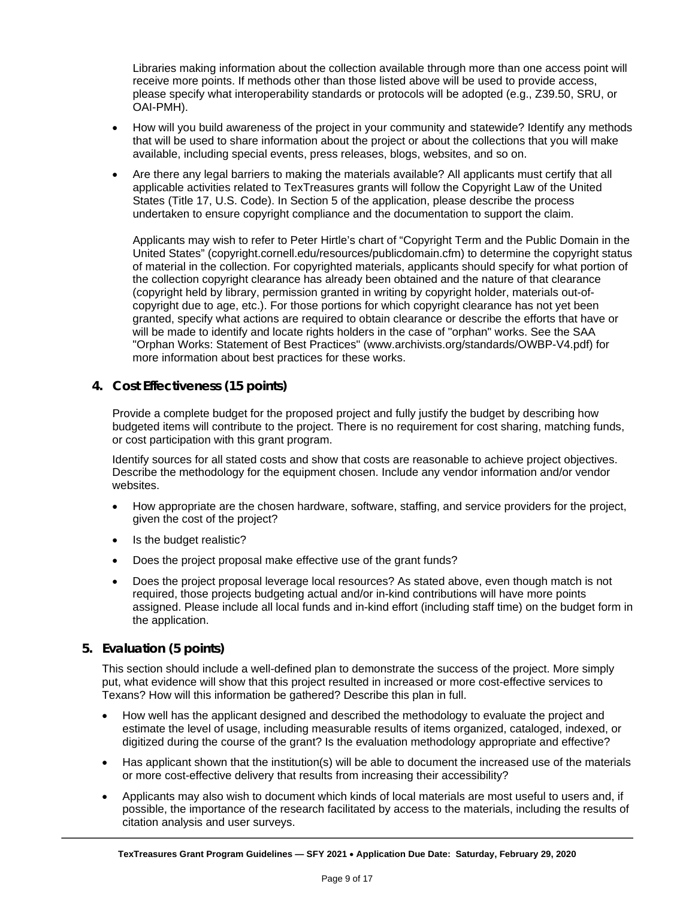Libraries making information about the collection available through more than one access point will receive more points. If methods other than those listed above will be used to provide access, please specify what interoperability standards or protocols will be adopted (e.g., Z39.50, SRU, or OAI-PMH).

- How will you build awareness of the project in your community and statewide? Identify any methods that will be used to share information about the project or about the collections that you will make available, including special events, press releases, blogs, websites, and so on.
- Are there any legal barriers to making the materials available? All applicants must certify that all applicable activities related to TexTreasures grants will follow the Copyright Law of the United States (Title 17, U.S. Code). In Section 5 of the application, please describe the process undertaken to ensure copyright compliance and the documentation to support the claim.

  Applicants may wish to refer to Peter Hirtle's chart of "Copyright Term and the Public Domain in the United States" (copyright.cornell.edu/resources/publicdomain.cfm) to determine the copyright status of material in the collection. For copyrighted materials, applicants should specify for what portion of the collection copyright clearance has already been obtained and the nature of that clearance (copyright held by library, permission granted in writing by copyright holder, materials out-of-copyright due to age, etc.). For those portions for which copyright clearance has not yet been granted, specify what actions are required to obtain clearance or describe the efforts that have or will be made to identify and locate rights holders in the case of "orphan" works. See the SAA "Orphan Works: Statement of Best Practices" (www.archivists.org/standards/OWBP-V4.pdf) for more information about best practices for these works.

### 4. Cost Effectiveness (15 points)

Provide a complete budget for the proposed project and fully justify the budget by describing how budgeted items will contribute to the project. There is no requirement for cost sharing, matching funds, or cost participation with this grant program.

Identify sources for all stated costs and show that costs are reasonable to achieve project objectives. Describe the methodology for the equipment chosen. Include any vendor information and/or vendor websites.

- How appropriate are the chosen hardware, software, staffing, and service providers for the project, given the cost of the project?
- Is the budget realistic?
- Does the project proposal make effective use of the grant funds?
- Does the project proposal leverage local resources? As stated above, even though match is not required, those projects budgeting actual and/or in-kind contributions will have more points assigned. Please include all local funds and in-kind effort (including staff time) on the budget form in the application.

### 5. Evaluation (5 points)

This section should include a well-defined plan to demonstrate the success of the project. More simply put, what evidence will show that this project resulted in increased or more cost-effective services to Texans? How will this information be gathered? Describe this plan in full.

- How well has the applicant designed and described the methodology to evaluate the project and estimate the level of usage, including measurable results of items organized, cataloged, indexed, or digitized during the course of the grant? Is the evaluation methodology appropriate and effective?
- Has applicant shown that the institution(s) will be able to document the increased use of the materials or more cost-effective delivery that results from increasing their accessibility?
- Applicants may also wish to document which kinds of local materials are most useful to users and, if possible, the importance of the research facilitated by access to the materials, including the results of citation analysis and user surveys.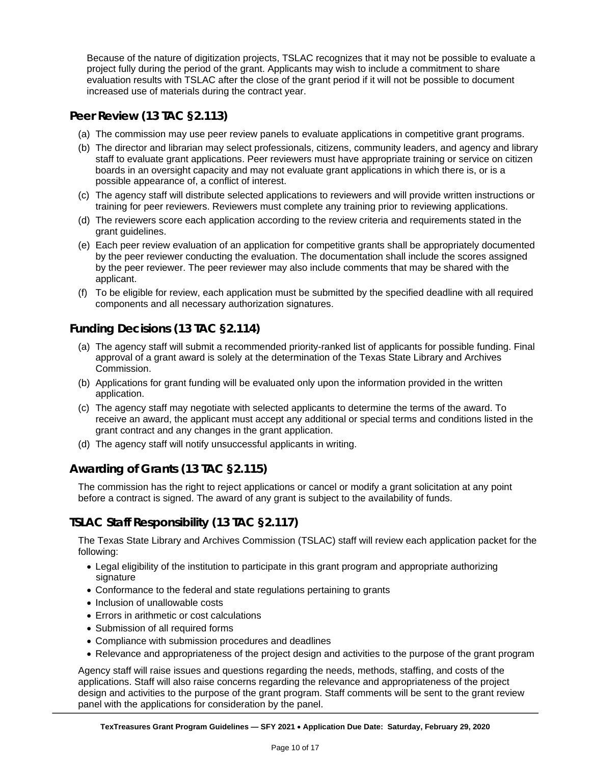Because of the nature of digitization projects, TSLAC recognizes that it may not be possible to evaluate a project fully during the period of the grant. Applicants may wish to include a commitment to share evaluation results with TSLAC after the close of the grant period if it will not be possible to document increased use of materials during the contract year.

## Peer Review (13 TAC §2.113)

(a) The commission may use peer review panels to evaluate applications in competitive grant programs.

(b) The director and librarian may select professionals, citizens, community leaders, and agency and library staff to evaluate grant applications. Peer reviewers must have appropriate training or service on citizen boards in an oversight capacity and may not evaluate grant applications in which there is, or is a possible appearance of, a conflict of interest.

(c) The agency staff will distribute selected applications to reviewers and will provide written instructions or training for peer reviewers. Reviewers must complete any training prior to reviewing applications.

(d) The reviewers score each application according to the review criteria and requirements stated in the grant guidelines.

(e) Each peer review evaluation of an application for competitive grants shall be appropriately documented by the peer reviewer conducting the evaluation. The documentation shall include the scores assigned by the peer reviewer. The peer reviewer may also include comments that may be shared with the applicant.

(f) To be eligible for review, each application must be submitted by the specified deadline with all required components and all necessary authorization signatures.

## Funding Decisions (13 TAC §2.114)

(a) The agency staff will submit a recommended priority-ranked list of applicants for possible funding. Final approval of a grant award is solely at the determination of the Texas State Library and Archives Commission.

(b) Applications for grant funding will be evaluated only upon the information provided in the written application.

(c) The agency staff may negotiate with selected applicants to determine the terms of the award. To receive an award, the applicant must accept any additional or special terms and conditions listed in the grant contract and any changes in the grant application.

(d) The agency staff will notify unsuccessful applicants in writing.

## Awarding of Grants (13 TAC §2.115)

The commission has the right to reject applications or cancel or modify a grant solicitation at any point before a contract is signed. The award of any grant is subject to the availability of funds.

## TSLAC Staff Responsibility (13 TAC §2.117)

The Texas State Library and Archives Commission (TSLAC) staff will review each application packet for the following:

- Legal eligibility of the institution to participate in this grant program and appropriate authorizing signature
- Conformance to the federal and state regulations pertaining to grants
- Inclusion of unallowable costs
- Errors in arithmetic or cost calculations
- Submission of all required forms
- Compliance with submission procedures and deadlines
- Relevance and appropriateness of the project design and activities to the purpose of the grant program

Agency staff will raise issues and questions regarding the needs, methods, staffing, and costs of the applications. Staff will also raise concerns regarding the relevance and appropriateness of the project design and activities to the purpose of the grant program. Staff comments will be sent to the grant review panel with the applications for consideration by the panel.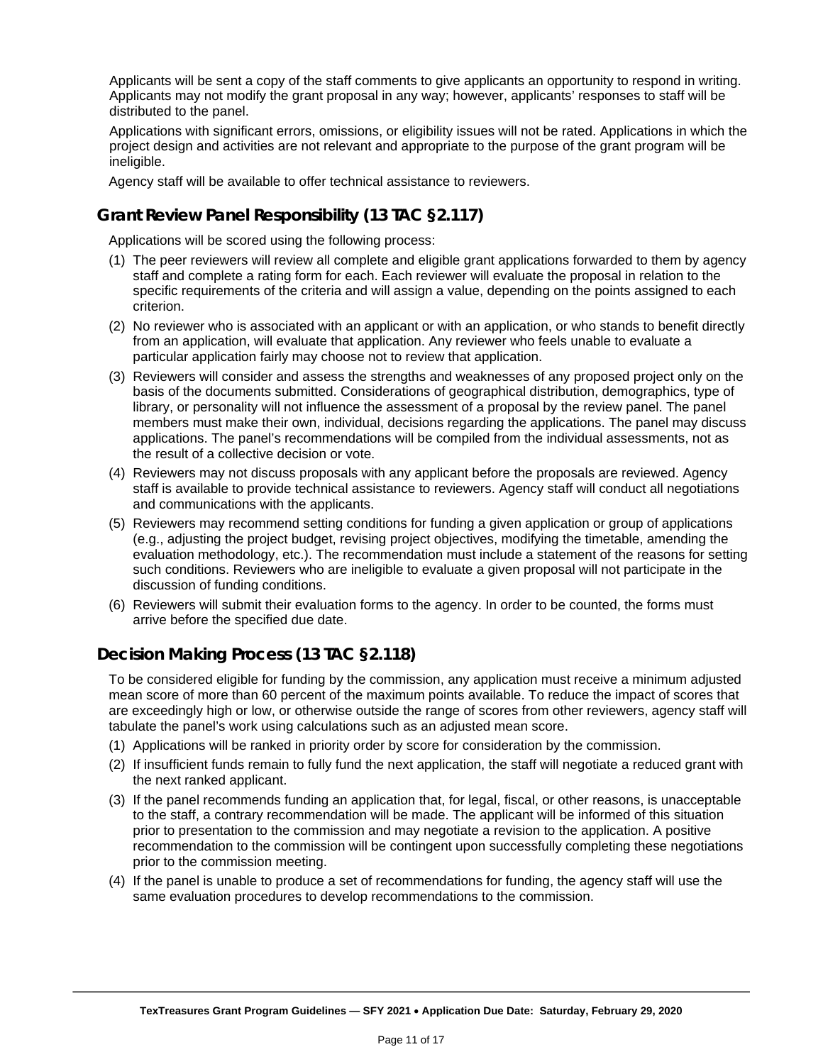Applicants will be sent a copy of the staff comments to give applicants an opportunity to respond in writing. Applicants may not modify the grant proposal in any way; however, applicants' responses to staff will be distributed to the panel.

Applications with significant errors, omissions, or eligibility issues will not be rated. Applications in which the project design and activities are not relevant and appropriate to the purpose of the grant program will be ineligible.

Agency staff will be available to offer technical assistance to reviewers.

## Grant Review Panel Responsibility (13 TAC §2.117)

Applications will be scored using the following process:

(1) The peer reviewers will review all complete and eligible grant applications forwarded to them by agency staff and complete a rating form for each. Each reviewer will evaluate the proposal in relation to the specific requirements of the criteria and will assign a value, depending on the points assigned to each criterion.

(2) No reviewer who is associated with an applicant or with an application, or who stands to benefit directly from an application, will evaluate that application. Any reviewer who feels unable to evaluate a particular application fairly may choose not to review that application.

(3) Reviewers will consider and assess the strengths and weaknesses of any proposed project only on the basis of the documents submitted. Considerations of geographical distribution, demographics, type of library, or personality will not influence the assessment of a proposal by the review panel. The panel members must make their own, individual, decisions regarding the applications. The panel may discuss applications. The panel's recommendations will be compiled from the individual assessments, not as the result of a collective decision or vote.

(4) Reviewers may not discuss proposals with any applicant before the proposals are reviewed. Agency staff is available to provide technical assistance to reviewers. Agency staff will conduct all negotiations and communications with the applicants.

(5) Reviewers may recommend setting conditions for funding a given application or group of applications (e.g., adjusting the project budget, revising project objectives, modifying the timetable, amending the evaluation methodology, etc.). The recommendation must include a statement of the reasons for setting such conditions. Reviewers who are ineligible to evaluate a given proposal will not participate in the discussion of funding conditions.

(6) Reviewers will submit their evaluation forms to the agency. In order to be counted, the forms must arrive before the specified due date.

## Decision Making Process (13 TAC §2.118)

To be considered eligible for funding by the commission, any application must receive a minimum adjusted mean score of more than 60 percent of the maximum points available. To reduce the impact of scores that are exceedingly high or low, or otherwise outside the range of scores from other reviewers, agency staff will tabulate the panel's work using calculations such as an adjusted mean score.

(1) Applications will be ranked in priority order by score for consideration by the commission.

(2) If insufficient funds remain to fully fund the next application, the staff will negotiate a reduced grant with the next ranked applicant.

(3) If the panel recommends funding an application that, for legal, fiscal, or other reasons, is unacceptable to the staff, a contrary recommendation will be made. The applicant will be informed of this situation prior to presentation to the commission and may negotiate a revision to the application. A positive recommendation to the commission will be contingent upon successfully completing these negotiations prior to the commission meeting.

(4) If the panel is unable to produce a set of recommendations for funding, the agency staff will use the same evaluation procedures to develop recommendations to the commission.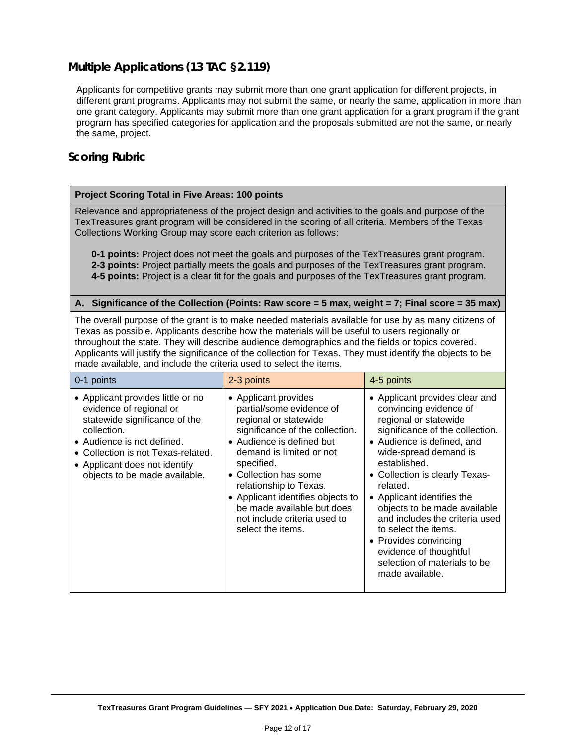## Multiple Applications (13 TAC §2.119)

Applicants for competitive grants may submit more than one grant application for different projects, in different grant programs. Applicants may not submit the same, or nearly the same, application in more than one grant category. Applicants may submit more than one grant application for a grant program if the grant program has specified categories for application and the proposals submitted are not the same, or nearly the same, project.

## Scoring Rubric

**Project Scoring Total in Five Areas: 100 points**

Relevance and appropriateness of the project design and activities to the goals and purpose of the TexTreasures grant program will be considered in the scoring of all criteria. Members of the Texas Collections Working Group may score each criterion as follows:

- **0-1 points:** Project does not meet the goals and purposes of the TexTreasures grant program.
- **2-3 points:** Project partially meets the goals and purposes of the TexTreasures grant program.
- **4-5 points:** Project is a clear fit for the goals and purposes of the TexTreasures grant program.

**A. Significance of the Collection (Points: Raw score = 5 max, weight = 7; Final score = 35 max)**

The overall purpose of the grant is to make needed materials available for use by as many citizens of Texas as possible. Applicants describe how the materials will be useful to users regionally or throughout the state. They will describe audience demographics and the fields or topics covered. Applicants will justify the significance of the collection for Texas. They must identify the objects to be made available, and include the criteria used to select the items.

| 0-1 points | 2-3 points | 4-5 points |
|---|---|---|
| • Applicant provides little or no evidence of regional or statewide significance of the collection.<br>• Audience is not defined.<br>• Collection is not Texas-related.<br>• Applicant does not identify objects to be made available. | • Applicant provides partial/some evidence of regional or statewide significance of the collection.<br>• Audience is defined but demand is limited or not specified.<br>• Collection has some relationship to Texas.<br>• Applicant identifies objects to be made available but does not include criteria used to select the items. | • Applicant provides clear and convincing evidence of regional or statewide significance of the collection.<br>• Audience is defined, and wide-spread demand is established.<br>• Collection is clearly Texas-related.<br>• Applicant identifies the objects to be made available and includes the criteria used to select the items.<br>• Provides convincing evidence of thoughtful selection of materials to be made available. |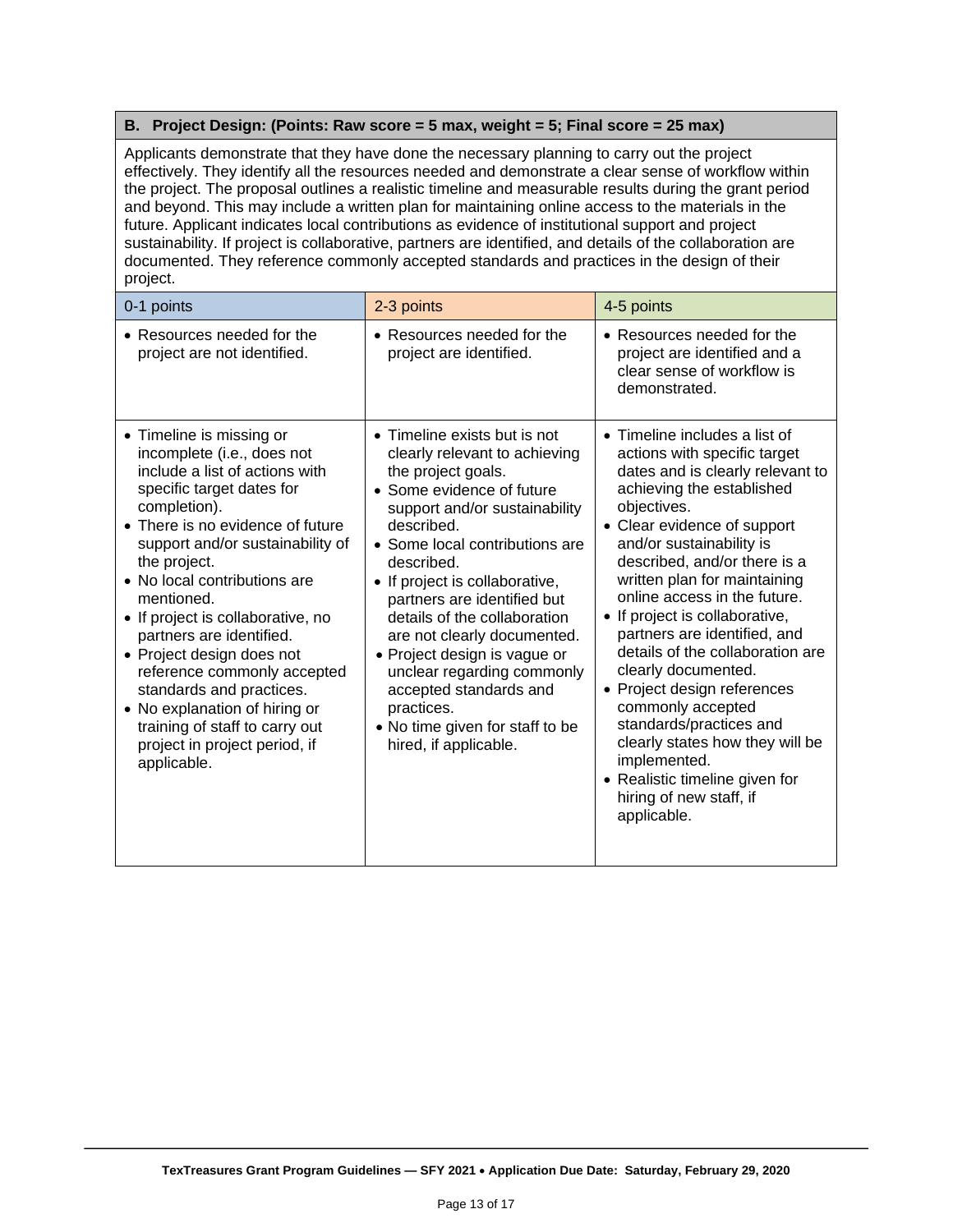### B. Project Design: (Points: Raw score = 5 max, weight = 5; Final score = 25 max)

Applicants demonstrate that they have done the necessary planning to carry out the project effectively. They identify all the resources needed and demonstrate a clear sense of workflow within the project. The proposal outlines a realistic timeline and measurable results during the grant period and beyond. This may include a written plan for maintaining online access to the materials in the future. Applicant indicates local contributions as evidence of institutional support and project sustainability. If project is collaborative, partners are identified, and details of the collaboration are documented. They reference commonly accepted standards and practices in the design of their project.

| 0-1 points | 2-3 points | 4-5 points |
|---|---|---|
| • Resources needed for the project are not identified. | • Resources needed for the project are identified. | • Resources needed for the project are identified and a clear sense of workflow is demonstrated. |
| • Timeline is missing or incomplete (i.e., does not include a list of actions with specific target dates for completion).<br>• There is no evidence of future support and/or sustainability of the project.<br>• No local contributions are mentioned.<br>• If project is collaborative, no partners are identified.<br>• Project design does not reference commonly accepted standards and practices.<br>• No explanation of hiring or training of staff to carry out project in project period, if applicable. | • Timeline exists but is not clearly relevant to achieving the project goals.<br>• Some evidence of future support and/or sustainability described.<br>• Some local contributions are described.<br>• If project is collaborative, partners are identified but details of the collaboration are not clearly documented.<br>• Project design is vague or unclear regarding commonly accepted standards and practices.<br>• No time given for staff to be hired, if applicable. | • Timeline includes a list of actions with specific target dates and is clearly relevant to achieving the established objectives.<br>• Clear evidence of support and/or sustainability is described, and/or there is a written plan for maintaining online access in the future.<br>• If project is collaborative, partners are identified, and details of the collaboration are clearly documented.<br>• Project design references commonly accepted standards/practices and clearly states how they will be implemented.<br>• Realistic timeline given for hiring of new staff, if applicable. |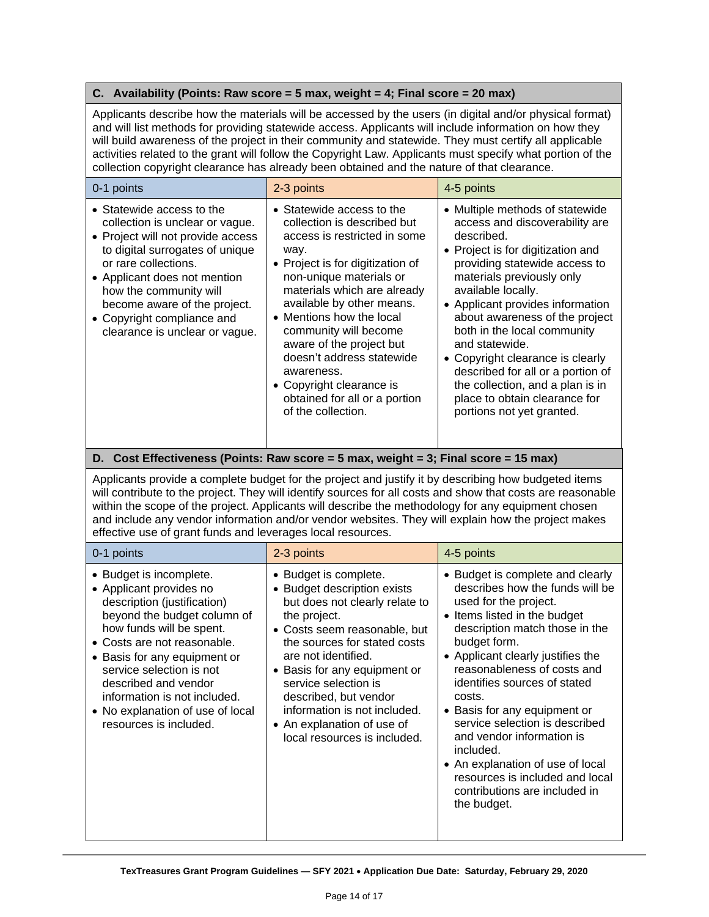### C. Availability (Points: Raw score = 5 max, weight = 4; Final score = 20 max)

Applicants describe how the materials will be accessed by the users (in digital and/or physical format) and will list methods for providing statewide access. Applicants will include information on how they will build awareness of the project in their community and statewide. They must certify all applicable activities related to the grant will follow the Copyright Law. Applicants must specify what portion of the collection copyright clearance has already been obtained and the nature of that clearance.

| 0-1 points | 2-3 points | 4-5 points |
|---|---|---|
| • Statewide access to the collection is unclear or vague.<br>• Project will not provide access to digital surrogates of unique or rare collections.<br>• Applicant does not mention how the community will become aware of the project.<br>• Copyright compliance and clearance is unclear or vague. | • Statewide access to the collection is described but access is restricted in some way.<br>• Project is for digitization of non-unique materials or materials which are already available by other means.<br>• Mentions how the local community will become aware of the project but doesn't address statewide awareness.<br>• Copyright clearance is obtained for all or a portion of the collection. | • Multiple methods of statewide access and discoverability are described.<br>• Project is for digitization and providing statewide access to materials previously only available locally.<br>• Applicant provides information about awareness of the project both in the local community and statewide.<br>• Copyright clearance is clearly described for all or a portion of the collection, and a plan is in place to obtain clearance for portions not yet granted. |

### D. Cost Effectiveness (Points: Raw score = 5 max, weight = 3; Final score = 15 max)

Applicants provide a complete budget for the project and justify it by describing how budgeted items will contribute to the project. They will identify sources for all costs and show that costs are reasonable within the scope of the project. Applicants will describe the methodology for any equipment chosen and include any vendor information and/or vendor websites. They will explain how the project makes effective use of grant funds and leverages local resources.

| 0-1 points | 2-3 points | 4-5 points |
|---|---|---|
| • Budget is incomplete.<br>• Applicant provides no description (justification) beyond the budget column of how funds will be spent.<br>• Costs are not reasonable.<br>• Basis for any equipment or service selection is not described and vendor information is not included.<br>• No explanation of use of local resources is included. | • Budget is complete.<br>• Budget description exists but does not clearly relate to the project.<br>• Costs seem reasonable, but the sources for stated costs are not identified.<br>• Basis for any equipment or service selection is described, but vendor information is not included.<br>• An explanation of use of local resources is included. | • Budget is complete and clearly describes how the funds will be used for the project.<br>• Items listed in the budget description match those in the budget form.<br>• Applicant clearly justifies the reasonableness of costs and identifies sources of stated costs.<br>• Basis for any equipment or service selection is described and vendor information is included.<br>• An explanation of use of local resources is included and local contributions are included in the budget. |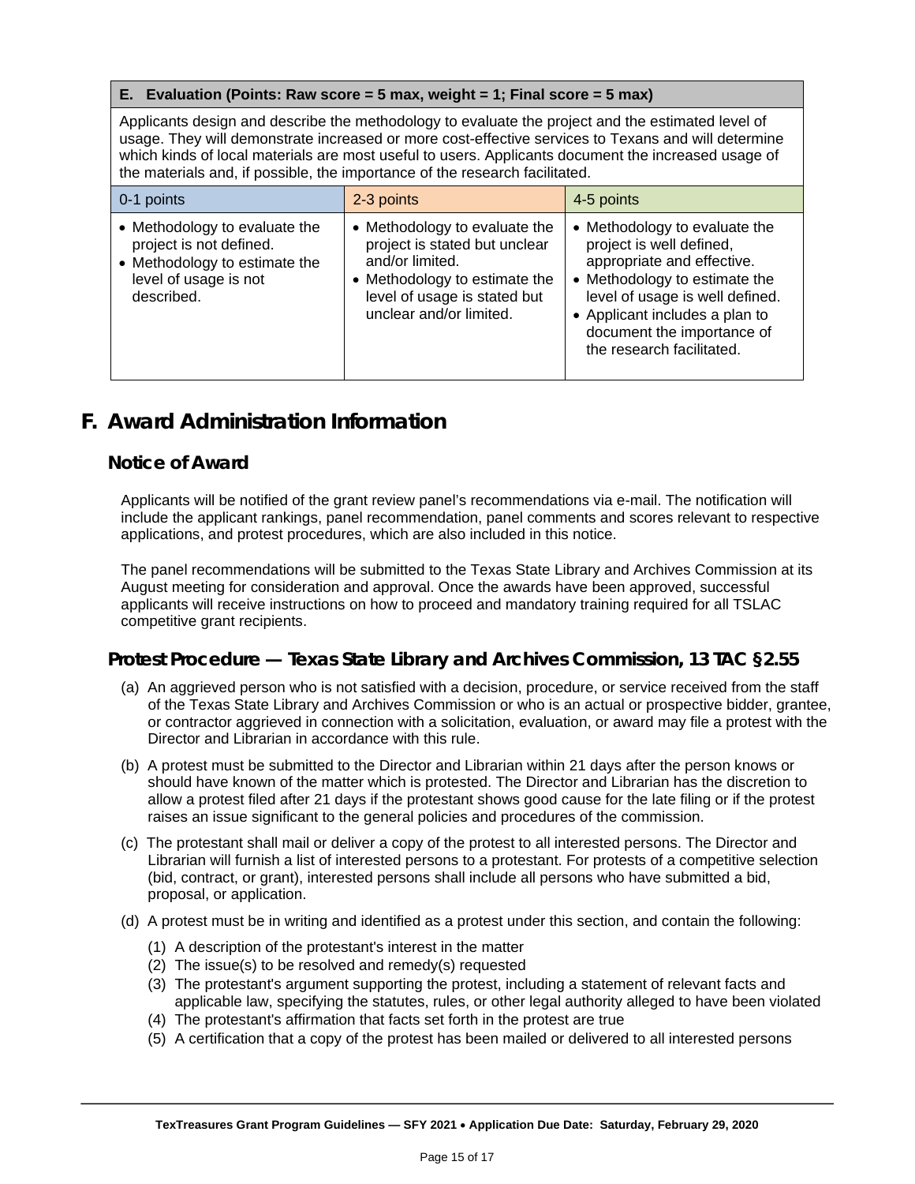| E. Evaluation (Points: Raw score = 5 max, weight = 1; Final score = 5 max) | | |
|---|---|---|
| Applicants design and describe the methodology to evaluate the project and the estimated level of usage. They will demonstrate increased or more cost-effective services to Texans and will determine which kinds of local materials are most useful to users. Applicants document the increased usage of the materials and, if possible, the importance of the research facilitated. | | |
| 0-1 points | 2-3 points | 4-5 points |
| • Methodology to evaluate the project is not defined.<br>• Methodology to estimate the level of usage is not described. | • Methodology to evaluate the project is stated but unclear and/or limited.<br>• Methodology to estimate the level of usage is stated but unclear and/or limited. | • Methodology to evaluate the project is well defined, appropriate and effective.<br>• Methodology to estimate the level of usage is well defined.<br>• Applicant includes a plan to document the importance of the research facilitated. |

# F. Award Administration Information

## Notice of Award

Applicants will be notified of the grant review panel's recommendations via e-mail. The notification will include the applicant rankings, panel recommendation, panel comments and scores relevant to respective applications, and protest procedures, which are also included in this notice.

The panel recommendations will be submitted to the Texas State Library and Archives Commission at its August meeting for consideration and approval. Once the awards have been approved, successful applicants will receive instructions on how to proceed and mandatory training required for all TSLAC competitive grant recipients.

## Protest Procedure — Texas State Library and Archives Commission, 13 TAC §2.55

(a) An aggrieved person who is not satisfied with a decision, procedure, or service received from the staff of the Texas State Library and Archives Commission or who is an actual or prospective bidder, grantee, or contractor aggrieved in connection with a solicitation, evaluation, or award may file a protest with the Director and Librarian in accordance with this rule.

(b) A protest must be submitted to the Director and Librarian within 21 days after the person knows or should have known of the matter which is protested. The Director and Librarian has the discretion to allow a protest filed after 21 days if the protestant shows good cause for the late filing or if the protest raises an issue significant to the general policies and procedures of the commission.

(c) The protestant shall mail or deliver a copy of the protest to all interested persons. The Director and Librarian will furnish a list of interested persons to a protestant. For protests of a competitive selection (bid, contract, or grant), interested persons shall include all persons who have submitted a bid, proposal, or application.

(d) A protest must be in writing and identified as a protest under this section, and contain the following:

(1) A description of the protestant's interest in the matter
(2) The issue(s) to be resolved and remedy(s) requested
(3) The protestant's argument supporting the protest, including a statement of relevant facts and applicable law, specifying the statutes, rules, or other legal authority alleged to have been violated
(4) The protestant's affirmation that facts set forth in the protest are true
(5) A certification that a copy of the protest has been mailed or delivered to all interested persons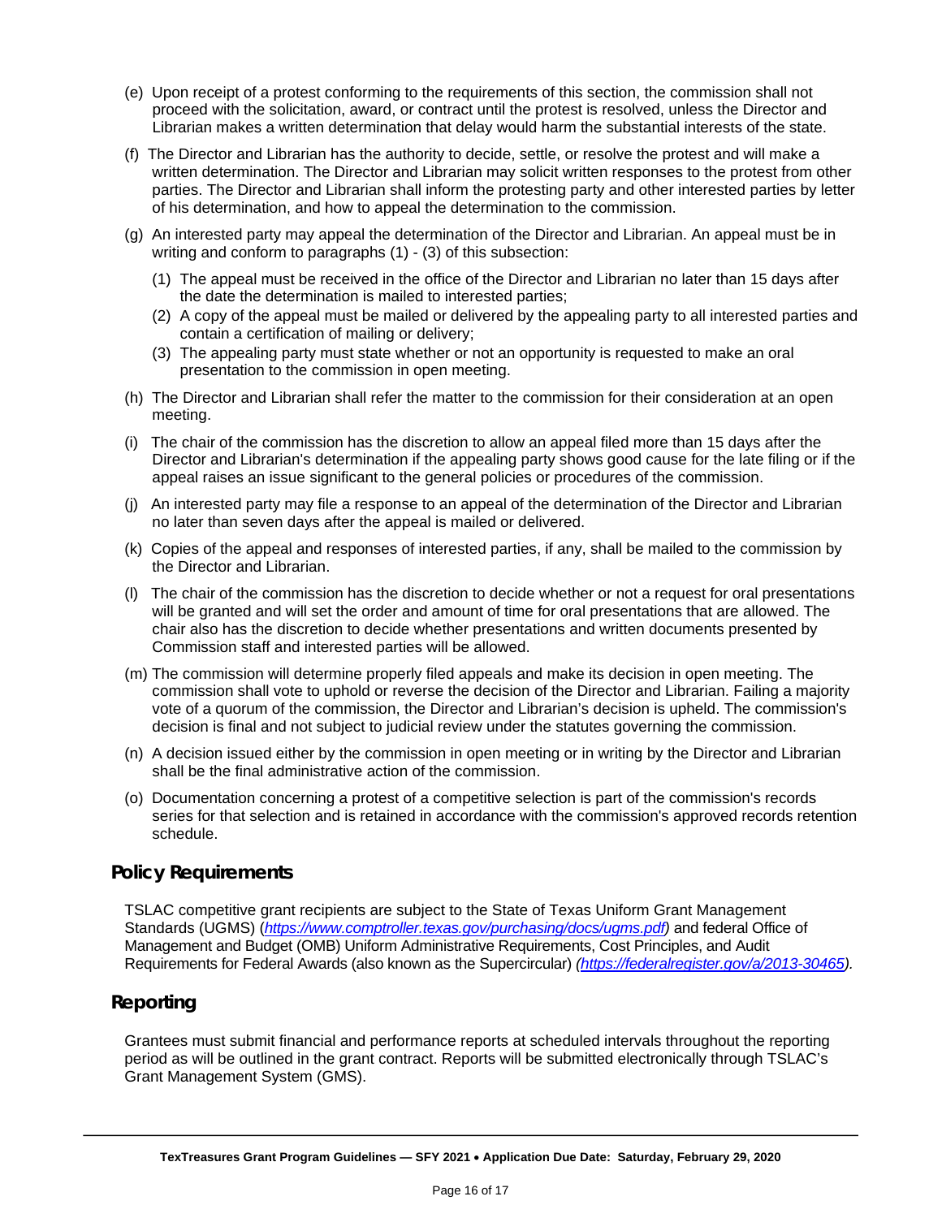(e) Upon receipt of a protest conforming to the requirements of this section, the commission shall not proceed with the solicitation, award, or contract until the protest is resolved, unless the Director and Librarian makes a written determination that delay would harm the substantial interests of the state.

(f) The Director and Librarian has the authority to decide, settle, or resolve the protest and will make a written determination. The Director and Librarian may solicit written responses to the protest from other parties. The Director and Librarian shall inform the protesting party and other interested parties by letter of his determination, and how to appeal the determination to the commission.

(g) An interested party may appeal the determination of the Director and Librarian. An appeal must be in writing and conform to paragraphs (1) - (3) of this subsection:

   (1) The appeal must be received in the office of the Director and Librarian no later than 15 days after the date the determination is mailed to interested parties;
   (2) A copy of the appeal must be mailed or delivered by the appealing party to all interested parties and contain a certification of mailing or delivery;
   (3) The appealing party must state whether or not an opportunity is requested to make an oral presentation to the commission in open meeting.

(h) The Director and Librarian shall refer the matter to the commission for their consideration at an open meeting.

(i) The chair of the commission has the discretion to allow an appeal filed more than 15 days after the Director and Librarian's determination if the appealing party shows good cause for the late filing or if the appeal raises an issue significant to the general policies or procedures of the commission.

(j) An interested party may file a response to an appeal of the determination of the Director and Librarian no later than seven days after the appeal is mailed or delivered.

(k) Copies of the appeal and responses of interested parties, if any, shall be mailed to the commission by the Director and Librarian.

(l) The chair of the commission has the discretion to decide whether or not a request for oral presentations will be granted and will set the order and amount of time for oral presentations that are allowed. The chair also has the discretion to decide whether presentations and written documents presented by Commission staff and interested parties will be allowed.

(m) The commission will determine properly filed appeals and make its decision in open meeting. The commission shall vote to uphold or reverse the decision of the Director and Librarian. Failing a majority vote of a quorum of the commission, the Director and Librarian's decision is upheld. The commission's decision is final and not subject to judicial review under the statutes governing the commission.

(n) A decision issued either by the commission in open meeting or in writing by the Director and Librarian shall be the final administrative action of the commission.

(o) Documentation concerning a protest of a competitive selection is part of the commission's records series for that selection and is retained in accordance with the commission's approved records retention schedule.

## Policy Requirements

TSLAC competitive grant recipients are subject to the State of Texas Uniform Grant Management Standards (UGMS) (*https://www.comptroller.texas.gov/purchasing/docs/ugms.pdf*) and federal Office of Management and Budget (OMB) Uniform Administrative Requirements, Cost Principles, and Audit Requirements for Federal Awards (also known as the Supercircular) *(https://federalregister.gov/a/2013-30465)*.

## Reporting

Grantees must submit financial and performance reports at scheduled intervals throughout the reporting period as will be outlined in the grant contract. Reports will be submitted electronically through TSLAC's Grant Management System (GMS).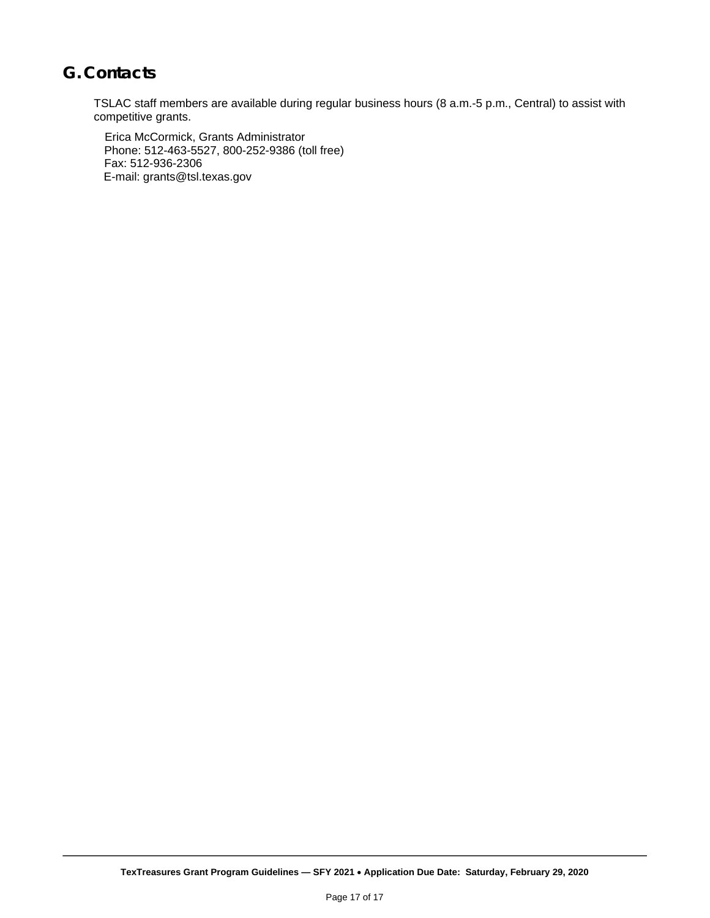## G. Contacts

TSLAC staff members are available during regular business hours (8 a.m.-5 p.m., Central) to assist with competitive grants.

Erica McCormick, Grants Administrator
Phone: 512-463-5527, 800-252-9386 (toll free)
Fax: 512-936-2306
E-mail: grants@tsl.texas.gov